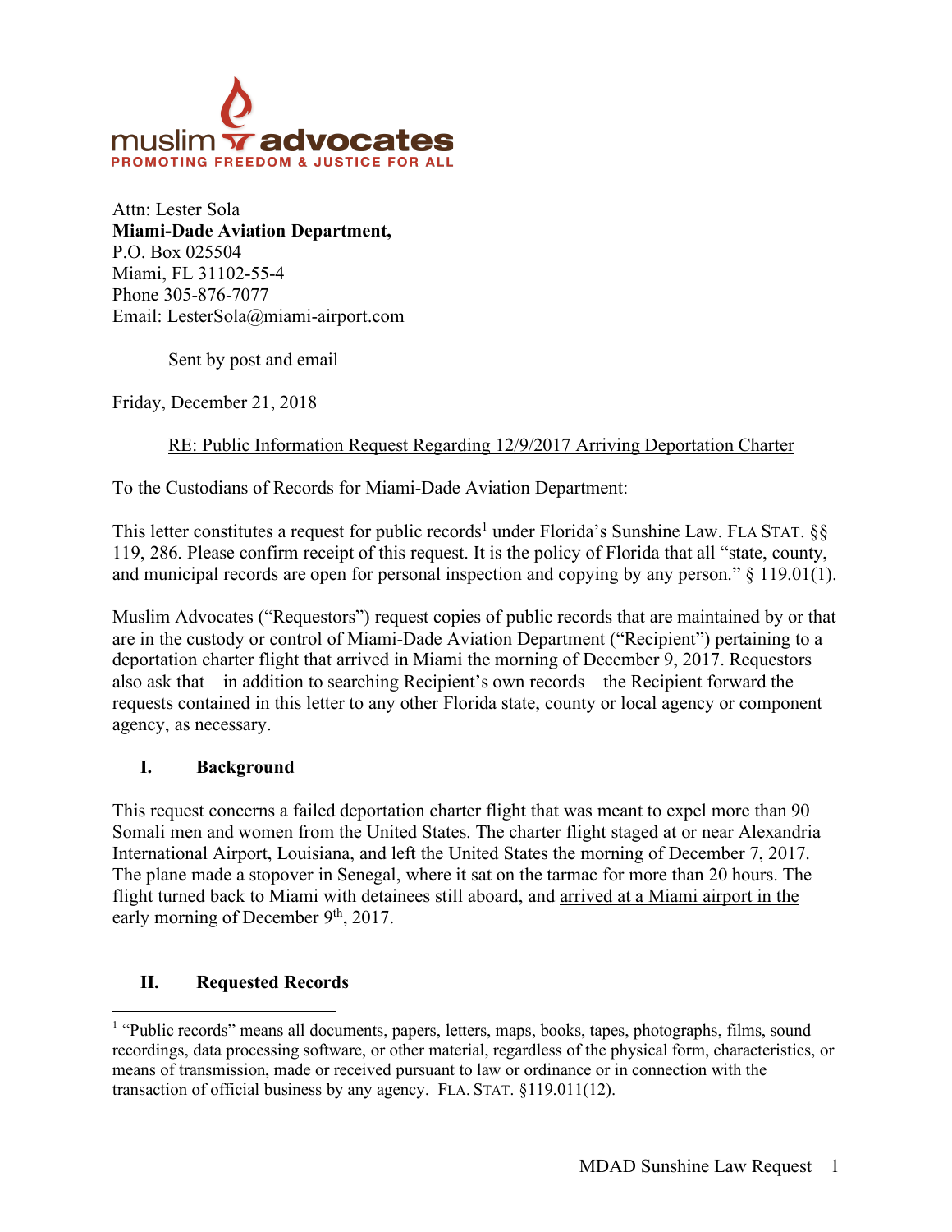muslim advocates
PROMOTING FREEDOM & JUSTICE FOR ALL

Attn: Lester Sola
**Miami-Dade Aviation Department,**
P.O. Box 025504
Miami, FL 31102-55-4
Phone 305-876-7077
Email: LesterSola@miami-airport.com

Sent by post and email

Friday, December 21, 2018

RE: Public Information Request Regarding 12/9/2017 Arriving Deportation Charter

To the Custodians of Records for Miami-Dade Aviation Department:

This letter constitutes a request for public records[1] under Florida's Sunshine Law. FLA STAT. §§ 119, 286. Please confirm receipt of this request. It is the policy of Florida that all "state, county, and municipal records are open for personal inspection and copying by any person." § 119.01(1).

Muslim Advocates ("Requestors") request copies of public records that are maintained by or that are in the custody or control of Miami-Dade Aviation Department ("Recipient") pertaining to a deportation charter flight that arrived in Miami the morning of December 9, 2017. Requestors also ask that—in addition to searching Recipient's own records—the Recipient forward the requests contained in this letter to any other Florida state, county or local agency or component agency, as necessary.

## I. Background

This request concerns a failed deportation charter flight that was meant to expel more than 90 Somali men and women from the United States. The charter flight staged at or near Alexandria International Airport, Louisiana, and left the United States the morning of December 7, 2017. The plane made a stopover in Senegal, where it sat on the tarmac for more than 20 hours. The flight turned back to Miami with detainees still aboard, and arrived at a Miami airport in the early morning of December 9th, 2017.

## II. Requested Records

[1] "Public records" means all documents, papers, letters, maps, books, tapes, photographs, films, sound recordings, data processing software, or other material, regardless of the physical form, characteristics, or means of transmission, made or received pursuant to law or ordinance or in connection with the transaction of official business by any agency. FLA. STAT. §119.011(12).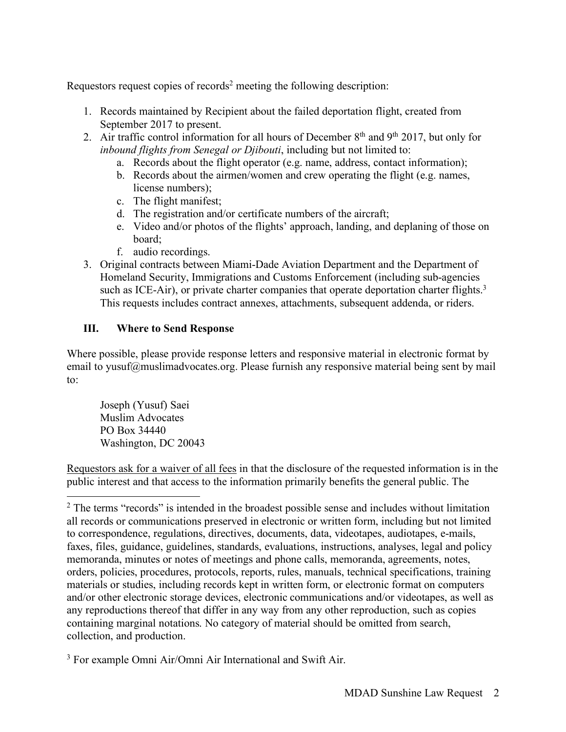Requestors request copies of records[2] meeting the following description:

1. Records maintained by Recipient about the failed deportation flight, created from September 2017 to present.
2. Air traffic control information for all hours of December 8th and 9th 2017, but only for *inbound flights from Senegal or Djibouti*, including but not limited to:
   a. Records about the flight operator (e.g. name, address, contact information);
   b. Records about the airmen/women and crew operating the flight (e.g. names, license numbers);
   c. The flight manifest;
   d. The registration and/or certificate numbers of the aircraft;
   e. Video and/or photos of the flights' approach, landing, and deplaning of those on board;
   f. audio recordings.
3. Original contracts between Miami-Dade Aviation Department and the Department of Homeland Security, Immigrations and Customs Enforcement (including sub-agencies such as ICE-Air), or private charter companies that operate deportation charter flights.[3] This requests includes contract annexes, attachments, subsequent addenda, or riders.

### III. Where to Send Response

Where possible, please provide response letters and responsive material in electronic format by email to yusuf@muslimadvocates.org. Please furnish any responsive material being sent by mail to:

Joseph (Yusuf) Saei
Muslim Advocates
PO Box 34440
Washington, DC 20043

Requestors ask for a waiver of all fees in that the disclosure of the requested information is in the public interest and that access to the information primarily benefits the general public. The

---

[2] The terms "records" is intended in the broadest possible sense and includes without limitation all records or communications preserved in electronic or written form, including but not limited to correspondence, regulations, directives, documents, data, videotapes, audiotapes, e-mails, faxes, files, guidance, guidelines, standards, evaluations, instructions, analyses, legal and policy memoranda, minutes or notes of meetings and phone calls, memoranda, agreements, notes, orders, policies, procedures, protocols, reports, rules, manuals, technical specifications, training materials or studies, including records kept in written form, or electronic format on computers and/or other electronic storage devices, electronic communications and/or videotapes, as well as any reproductions thereof that differ in any way from any other reproduction, such as copies containing marginal notations. No category of material should be omitted from search, collection, and production.

[3] For example Omni Air/Omni Air International and Swift Air.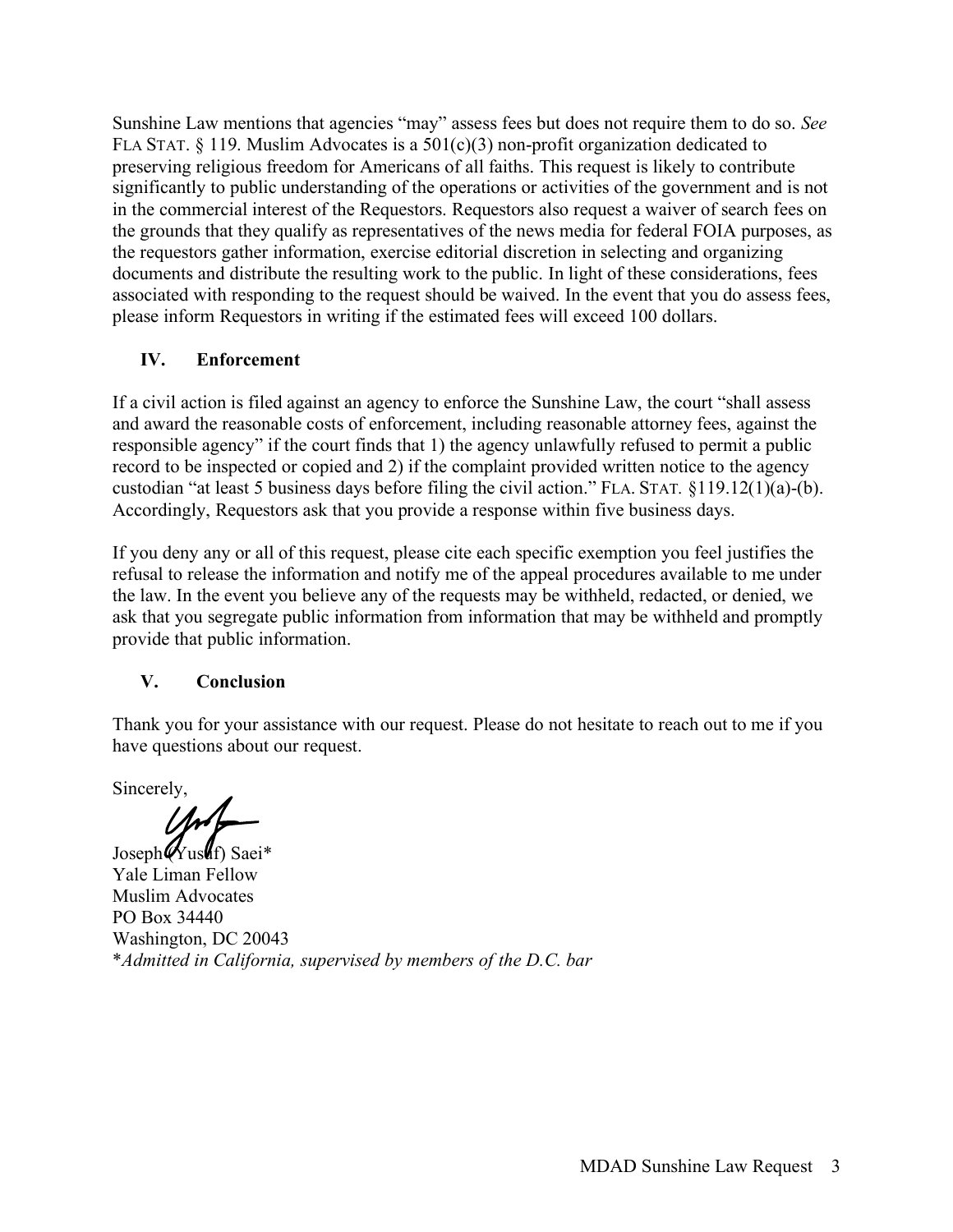Sunshine Law mentions that agencies "may" assess fees but does not require them to do so. *See* FLA STAT. § 119. Muslim Advocates is a 501(c)(3) non-profit organization dedicated to preserving religious freedom for Americans of all faiths. This request is likely to contribute significantly to public understanding of the operations or activities of the government and is not in the commercial interest of the Requestors. Requestors also request a waiver of search fees on the grounds that they qualify as representatives of the news media for federal FOIA purposes, as the requestors gather information, exercise editorial discretion in selecting and organizing documents and distribute the resulting work to the public. In light of these considerations, fees associated with responding to the request should be waived. In the event that you do assess fees, please inform Requestors in writing if the estimated fees will exceed 100 dollars.

## IV. Enforcement

If a civil action is filed against an agency to enforce the Sunshine Law, the court "shall assess and award the reasonable costs of enforcement, including reasonable attorney fees, against the responsible agency" if the court finds that 1) the agency unlawfully refused to permit a public record to be inspected or copied and 2) if the complaint provided written notice to the agency custodian "at least 5 business days before filing the civil action." FLA. STAT. §119.12(1)(a)-(b). Accordingly, Requestors ask that you provide a response within five business days.

If you deny any or all of this request, please cite each specific exemption you feel justifies the refusal to release the information and notify me of the appeal procedures available to me under the law. In the event you believe any of the requests may be withheld, redacted, or denied, we ask that you segregate public information from information that may be withheld and promptly provide that public information.

## V. Conclusion

Thank you for your assistance with our request. Please do not hesitate to reach out to me if you have questions about our request.

Sincerely,

Joseph (Yusuf) Saei*
Yale Liman Fellow
Muslim Advocates
PO Box 34440
Washington, DC 20043
**Admitted in California, supervised by members of the D.C. bar*